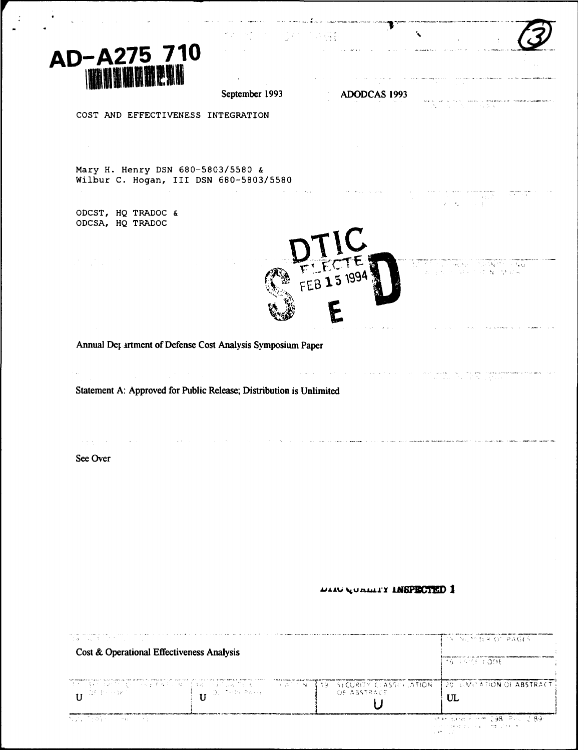AD-A275 710

September 1993 ADODCAS 1993

COST AND EFFECTIVENESS INTEGRATION

Mary H. Henry DSN 680-5803/5580 &
Wilbur C. Hogan, III DSN 680-5803/5580

ODCST, HQ TRADOC &
ODCSA, HQ TRADOC

DTIC ELECTE FEB 15 1994 S E D

Annual Department of Defense Cost Analysis Symposium Paper

Statement A: Approved for Public Release; Distribution is Unlimited

See Over

DTIC QUALITY INSPECTED 1

Cost & Operational Effectiveness Analysis

| U | U | U | UL |
| --- | --- | --- | --- |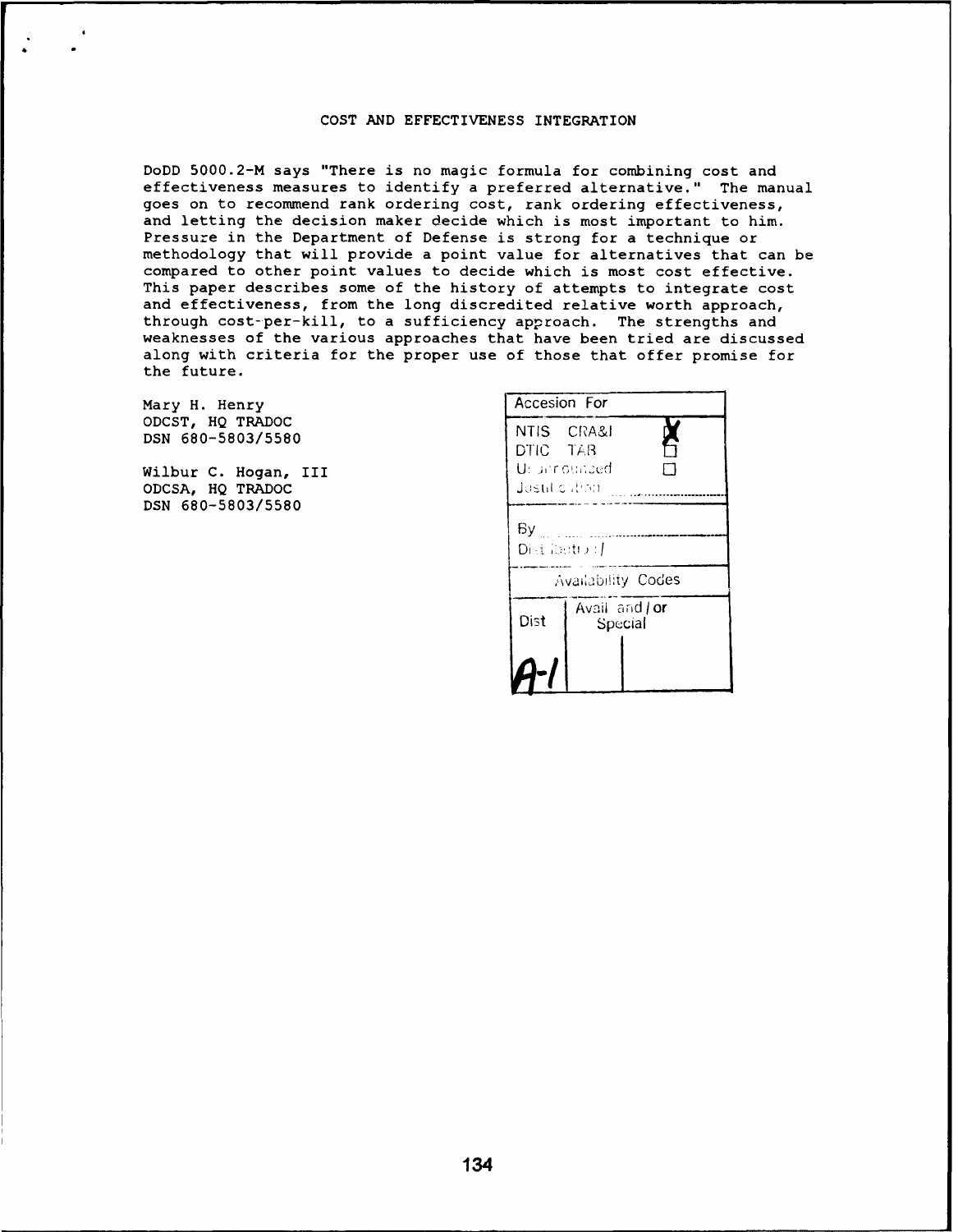# COST AND EFFECTIVENESS INTEGRATION

DoDD 5000.2-M says "There is no magic formula for combining cost and effectiveness measures to identify a preferred alternative." The manual goes on to recommend rank ordering cost, rank ordering effectiveness, and letting the decision maker decide which is most important to him. Pressure in the Department of Defense is strong for a technique or methodology that will provide a point value for alternatives that can be compared to other point values to decide which is most cost effective. This paper describes some of the history of attempts to integrate cost and effectiveness, from the long discredited relative worth approach, through cost-per-kill, to a sufficiency approach. The strengths and weaknesses of the various approaches that have been tried are discussed along with criteria for the proper use of those that offer promise for the future.

Mary H. Henry
ODCST, HQ TRADOC
DSN 680-5803/5580

Wilbur C. Hogan, III
ODCSA, HQ TRADOC
DSN 680-5803/5580

| Accesion For | |
|---|---|
| NTIS CRA&I | X |
| DTIC TAB | ☐ |
| Unannounced | ☐ |
| Justification | |
| By | |
| Distribution / | |
| Availability Codes | |
| Dist | Avail and / or Special |
| A-1 | |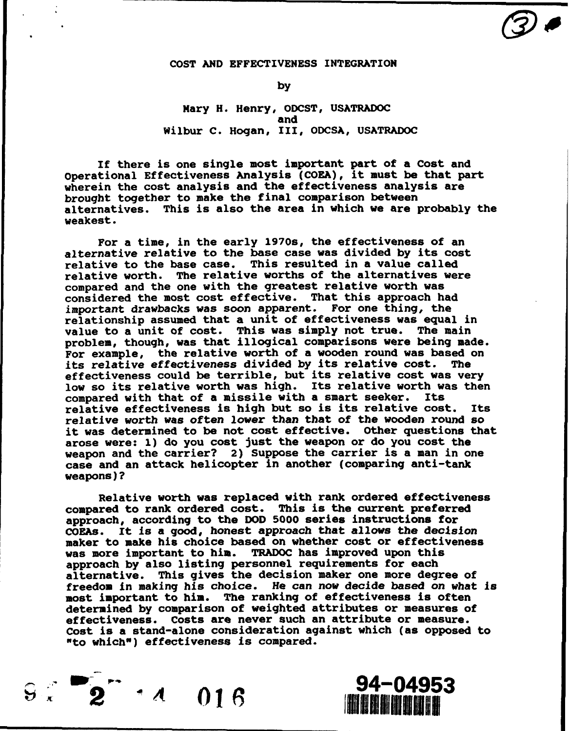# COST AND EFFECTIVENESS INTEGRATION

by

Mary H. Henry, ODCST, USATRADOC
and
Wilbur C. Hogan, III, ODCSA, USATRADOC

If there is one single most important part of a Cost and Operational Effectiveness Analysis (COEA), it must be that part wherein the cost analysis and the effectiveness analysis are brought together to make the final comparison between alternatives. This is also the area in which we are probably the weakest.

For a time, in the early 1970s, the effectiveness of an alternative relative to the base case was divided by its cost relative to the base case. This resulted in a value called relative worth. The relative worths of the alternatives were compared and the one with the greatest relative worth was considered the most cost effective. That this approach had important drawbacks was soon apparent. For one thing, the relationship assumed that a unit of effectiveness was equal in value to a unit of cost. This was simply not true. The main problem, though, was that illogical comparisons were being made. For example, the relative worth of a wooden round was based on its relative effectiveness divided by its relative cost. The effectiveness could be terrible, but its relative cost was very low so its relative worth was high. Its relative worth was then compared with that of a missile with a smart seeker. Its relative effectiveness is high but so is its relative cost. Its relative worth was often lower than that of the wooden round so it was determined to be not cost effective. Other questions that arose were: 1) do you cost just the weapon or do you cost the weapon and the carrier? 2) Suppose the carrier is a man in one case and an attack helicopter in another (comparing anti-tank weapons)?

Relative worth was replaced with rank ordered effectiveness compared to rank ordered cost. This is the current preferred approach, according to the DOD 5000 series instructions for COEAs. It is a good, honest approach that allows the decision maker to make his choice based on whether cost or effectiveness was more important to him. TRADOC has improved upon this approach by also listing personnel requirements for each alternative. This gives the decision maker one more degree of freedom in making his choice. He can now decide based on what is most important to him. The ranking of effectiveness is often determined by comparison of weighted attributes or measures of effectiveness. Costs are never such an attribute or measure. Cost is a stand-alone consideration against which (as opposed to "to which") effectiveness is compared.

94-04953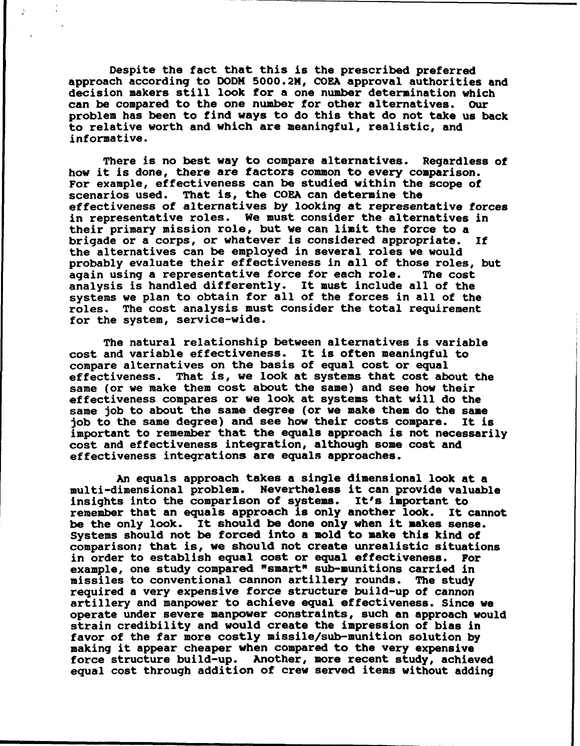Despite the fact that this is the prescribed preferred approach according to DODM 5000.2M, COEA approval authorities and decision makers still look for a one number determination which can be compared to the one number for other alternatives. Our problem has been to find ways to do this that do not take us back to relative worth and which are meaningful, realistic, and informative.

There is no best way to compare alternatives. Regardless of how it is done, there are factors common to every comparison. For example, effectiveness can be studied within the scope of scenarios used. That is, the COEA can determine the effectiveness of alternatives by looking at representative forces in representative roles. We must consider the alternatives in their primary mission role, but we can limit the force to a brigade or a corps, or whatever is considered appropriate. If the alternatives can be employed in several roles we would probably evaluate their effectiveness in all of those roles, but again using a representative force for each role. The cost analysis is handled differently. It must include all of the systems we plan to obtain for all of the forces in all of the roles. The cost analysis must consider the total requirement for the system, service-wide.

The natural relationship between alternatives is variable cost and variable effectiveness. It is often meaningful to compare alternatives on the basis of equal cost or equal effectiveness. That is, we look at systems that cost about the same (or we make them cost about the same) and see how their effectiveness compares or we look at systems that will do the same job to about the same degree (or we make them do the same job to the same degree) and see how their costs compare. It is important to remember that the equals approach is not necessarily cost and effectiveness integration, although some cost and effectiveness integrations are equals approaches.

An equals approach takes a single dimensional look at a multi-dimensional problem. Nevertheless it can provide valuable insights into the comparison of systems. It's important to remember that an equals approach is only another look. It cannot be the only look. It should be done only when it makes sense. Systems should not be forced into a mold to make this kind of comparison; that is, we should not create unrealistic situations in order to establish equal cost or equal effectiveness. For example, one study compared "smart" sub-munitions carried in missiles to conventional cannon artillery rounds. The study required a very expensive force structure build-up of cannon artillery and manpower to achieve equal effectiveness. Since we operate under severe manpower constraints, such an approach would strain credibility and would create the impression of bias in favor of the far more costly missile/sub-munition solution by making it appear cheaper when compared to the very expensive force structure build-up. Another, more recent study, achieved equal cost through addition of crew served items without adding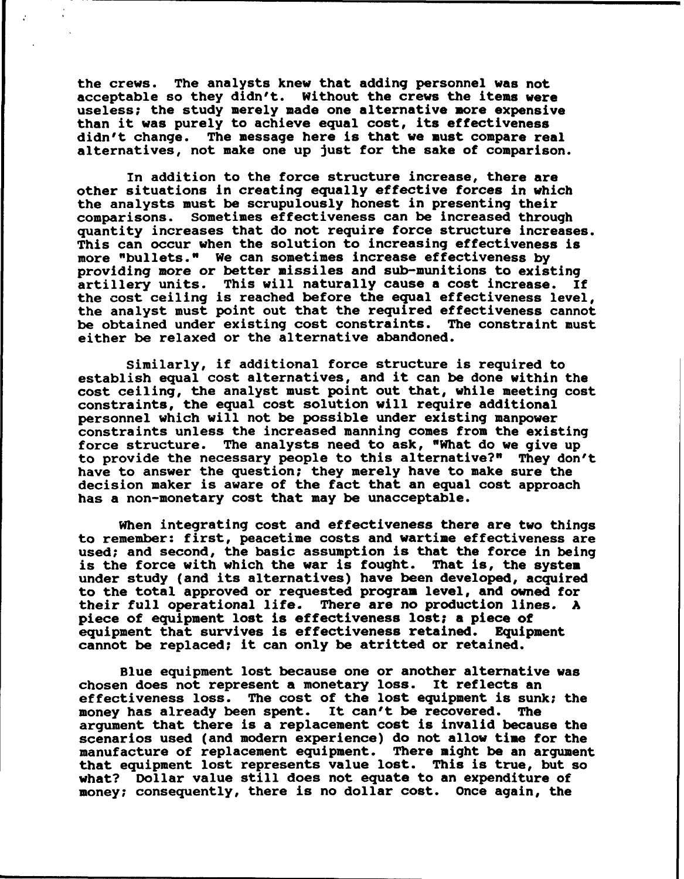the crews. The analysts knew that adding personnel was not acceptable so they didn't. Without the crews the items were useless; the study merely made one alternative more expensive than it was purely to achieve equal cost, its effectiveness didn't change. The message here is that we must compare real alternatives, not make one up just for the sake of comparison.

In addition to the force structure increase, there are other situations in creating equally effective forces in which the analysts must be scrupulously honest in presenting their comparisons. Sometimes effectiveness can be increased through quantity increases that do not require force structure increases. This can occur when the solution to increasing effectiveness is more "bullets." We can sometimes increase effectiveness by providing more or better missiles and sub-munitions to existing artillery units. This will naturally cause a cost increase. If the cost ceiling is reached before the equal effectiveness level, the analyst must point out that the required effectiveness cannot be obtained under existing cost constraints. The constraint must either be relaxed or the alternative abandoned.

Similarly, if additional force structure is required to establish equal cost alternatives, and it can be done within the cost ceiling, the analyst must point out that, while meeting cost constraints, the equal cost solution will require additional personnel which will not be possible under existing manpower constraints unless the increased manning comes from the existing force structure. The analysts need to ask, "What do we give up to provide the necessary people to this alternative?" They don't have to answer the question; they merely have to make sure the decision maker is aware of the fact that an equal cost approach has a non-monetary cost that may be unacceptable.

When integrating cost and effectiveness there are two things to remember: first, peacetime costs and wartime effectiveness are used; and second, the basic assumption is that the force in being is the force with which the war is fought. That is, the system under study (and its alternatives) have been developed, acquired to the total approved or requested program level, and owned for their full operational life. There are no production lines. A piece of equipment lost is effectiveness lost; a piece of equipment that survives is effectiveness retained. Equipment cannot be replaced; it can only be atritted or retained.

Blue equipment lost because one or another alternative was chosen does not represent a monetary loss. It reflects an effectiveness loss. The cost of the lost equipment is sunk; the money has already been spent. It can't be recovered. The argument that there is a replacement cost is invalid because the scenarios used (and modern experience) do not allow time for the manufacture of replacement equipment. There might be an argument that equipment lost represents value lost. This is true, but so what? Dollar value still does not equate to an expenditure of money; consequently, there is no dollar cost. Once again, the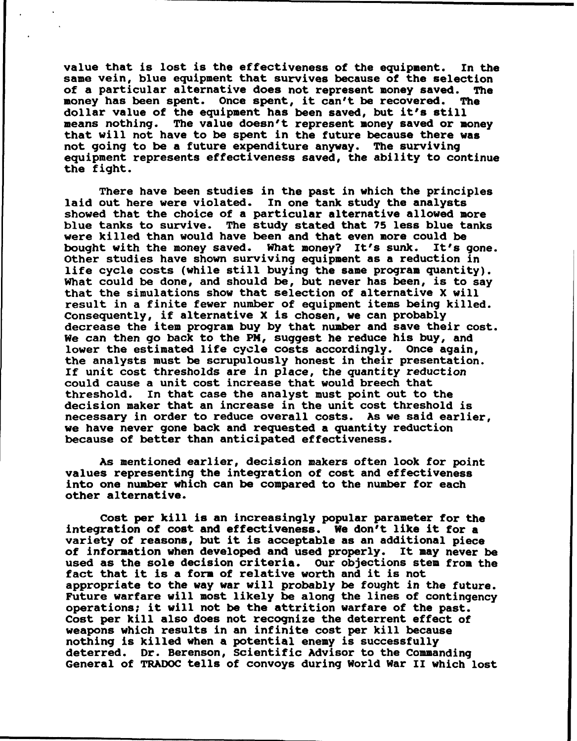value that is lost is the effectiveness of the equipment. In the same vein, blue equipment that survives because of the selection of a particular alternative does not represent money saved. The money has been spent. Once spent, it can't be recovered. The dollar value of the equipment has been saved, but it's still means nothing. The value doesn't represent money saved or money that will not have to be spent in the future because there was not going to be a future expenditure anyway. The surviving equipment represents effectiveness saved, the ability to continue the fight.

There have been studies in the past in which the principles laid out here were violated. In one tank study the analysts showed that the choice of a particular alternative allowed more blue tanks to survive. The study stated that 75 less blue tanks were killed than would have been and that even more could be bought with the money saved. What money? It's sunk. It's gone. Other studies have shown surviving equipment as a reduction in life cycle costs (while still buying the same program quantity). What could be done, and should be, but never has been, is to say that the simulations show that selection of alternative X will result in a finite fewer number of equipment items being killed. Consequently, if alternative X is chosen, we can probably decrease the item program buy by that number and save their cost. We can then go back to the PM, suggest he reduce his buy, and lower the estimated life cycle costs accordingly. Once again, the analysts must be scrupulously honest in their presentation. If unit cost thresholds are in place, the quantity *reduction* could cause a unit cost increase that would breech that threshold. In that case the analyst must point out to the decision maker that an increase in the unit cost threshold is necessary in order to reduce overall costs. As we said earlier, we have never gone back and requested a quantity reduction because of better than anticipated effectiveness.

As mentioned earlier, decision makers often look for point values representing the integration of cost and effectiveness into one number which can be compared to the number for each other alternative.

Cost per kill is an increasingly popular parameter for the integration of cost and effectiveness. We don't like it for a variety of reasons, but it is acceptable as an additional piece of information when developed and used properly. It may never be used as the sole decision criteria. Our objections stem from the fact that it is a form of relative worth and it is not appropriate to the way war will probably be fought in the future. Future warfare will most likely be along the lines of contingency operations; it will not be the attrition warfare of the past. Cost per kill also does not recognize the deterrent effect of weapons which results in an infinite cost per kill because nothing is killed when a potential enemy is successfully deterred. Dr. Berenson, Scientific Advisor to the Commanding General of TRADOC tells of convoys during World War II which lost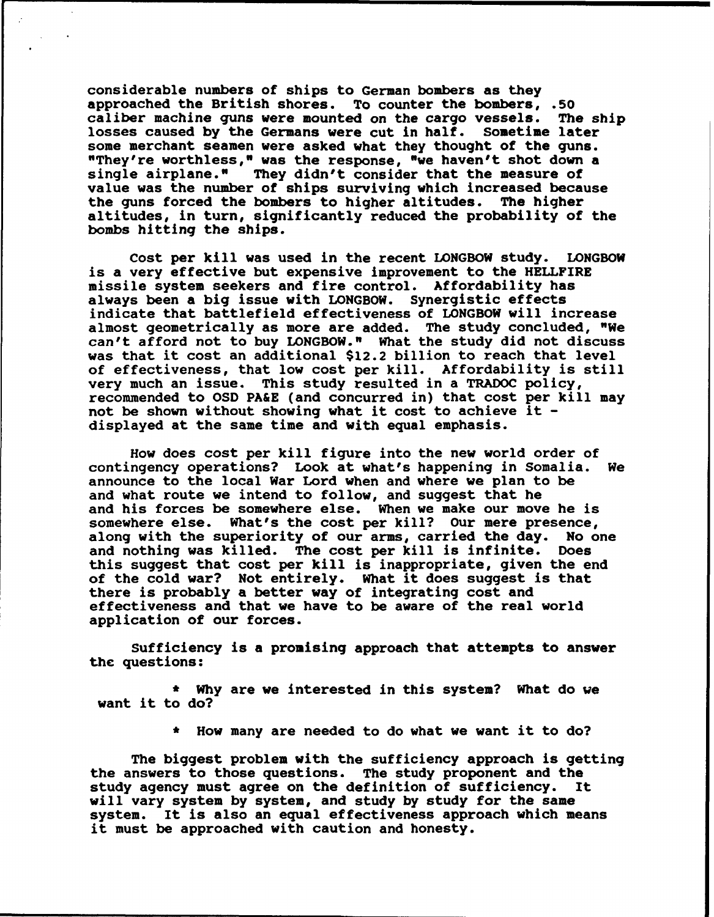considerable numbers of ships to German bombers as they approached the British shores. To counter the bombers, .50 caliber machine guns were mounted on the cargo vessels. The ship losses caused by the Germans were cut in half. Sometime later some merchant seamen were asked what they thought of the guns. "They're worthless," was the response, "we haven't shot down a single airplane." They didn't consider that the measure of value was the number of ships surviving which increased because the guns forced the bombers to higher altitudes. The higher altitudes, in turn, significantly reduced the probability of the bombs hitting the ships.

Cost per kill was used in the recent LONGBOW study. LONGBOW is a very effective but expensive improvement to the HELLFIRE missile system seekers and fire control. Affordability has always been a big issue with LONGBOW. Synergistic effects indicate that battlefield effectiveness of LONGBOW will increase almost geometrically as more are added. The study concluded, "We can't afford not to buy LONGBOW." What the study did not discuss was that it cost an additional $12.2 billion to reach that level of effectiveness, that low cost per kill. Affordability is still very much an issue. This study resulted in a TRADOC policy, recommended to OSD PA&E (and concurred in) that cost per kill may not be shown without showing what it cost to achieve it - displayed at the same time and with equal emphasis.

How does cost per kill figure into the new world order of contingency operations? Look at what's happening in Somalia. We announce to the local War Lord when and where we plan to be and what route we intend to follow, and suggest that he and his forces be somewhere else. When we make our move he is somewhere else. What's the cost per kill? Our mere presence, along with the superiority of our arms, carried the day. No one and nothing was killed. The cost per kill is infinite. Does this suggest that cost per kill is inappropriate, given the end of the cold war? Not entirely. What it does suggest is that there is probably a better way of integrating cost and effectiveness and that we have to be aware of the real world application of our forces.

Sufficiency is a promising approach that attempts to answer the questions:

* Why are we interested in this system? What do we want it to do?
* How many are needed to do what we want it to do?

The biggest problem with the sufficiency approach is getting the answers to those questions. The study proponent and the study agency must agree on the definition of sufficiency. It will vary system by system, and study by study for the same system. It is also an equal effectiveness approach which means it must be approached with caution and honesty.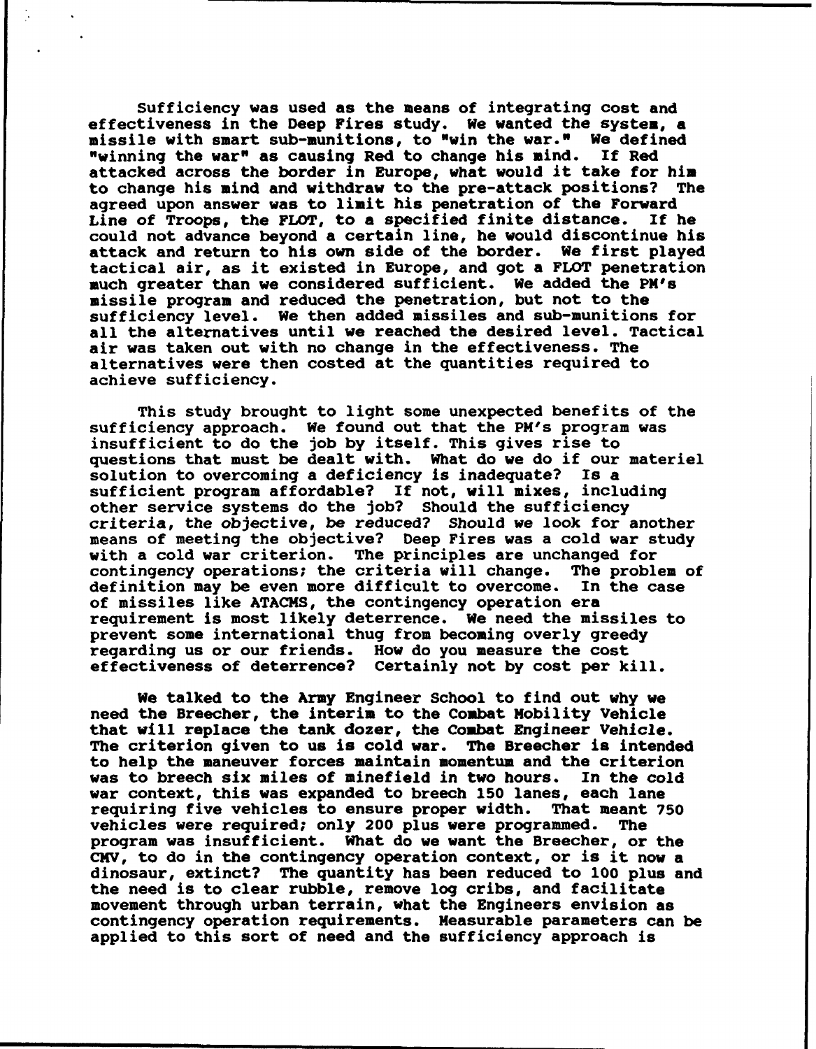Sufficiency was used as the means of integrating cost and effectiveness in the Deep Fires study. We wanted the system, a missile with smart sub-munitions, to "win the war." We defined "winning the war" as causing Red to change his mind. If Red attacked across the border in Europe, what would it take for him to change his mind and withdraw to the pre-attack positions? The agreed upon answer was to limit his penetration of the Forward Line of Troops, the FLOT, to a specified finite distance. If he could not advance beyond a certain line, he would discontinue his attack and return to his own side of the border. We first played tactical air, as it existed in Europe, and got a FLOT penetration much greater than we considered sufficient. We added the PM's missile program and reduced the penetration, but not to the sufficiency level. We then added missiles and sub-munitions for all the alternatives until we reached the desired level. Tactical air was taken out with no change in the effectiveness. The alternatives were then costed at the quantities required to achieve sufficiency.

This study brought to light some unexpected benefits of the sufficiency approach. We found out that the PM's program was insufficient to do the job by itself. This gives rise to questions that must be dealt with. What do we do if our materiel solution to overcoming a deficiency is inadequate? Is a sufficient program affordable? If not, will mixes, including other service systems do the job? Should the sufficiency criteria, the objective, be reduced? Should we look for another means of meeting the objective? Deep Fires was a cold war study with a cold war criterion. The principles are unchanged for contingency operations; the criteria will change. The problem of definition may be even more difficult to overcome. In the case of missiles like ATACMS, the contingency operation era requirement is most likely deterrence. We need the missiles to prevent some international thug from becoming overly greedy regarding us or our friends. How do you measure the cost effectiveness of deterrence? Certainly not by cost per kill.

We talked to the Army Engineer School to find out why we need the Breecher, the interim to the Combat Mobility Vehicle that will replace the tank dozer, the Combat Engineer Vehicle. The criterion given to us is cold war. The Breecher is intended to help the maneuver forces maintain momentum and the criterion was to breech six miles of minefield in two hours. In the cold war context, this was expanded to breech 150 lanes, each lane requiring five vehicles to ensure proper width. That meant 750 vehicles were required; only 200 plus were programmed. The program was insufficient. What do we want the Breecher, or the CMV, to do in the contingency operation context, or is it now a dinosaur, extinct? The quantity has been reduced to 100 plus and the need is to clear rubble, remove log cribs, and facilitate movement through urban terrain, what the Engineers envision as contingency operation requirements. Measurable parameters can be applied to this sort of need and the sufficiency approach is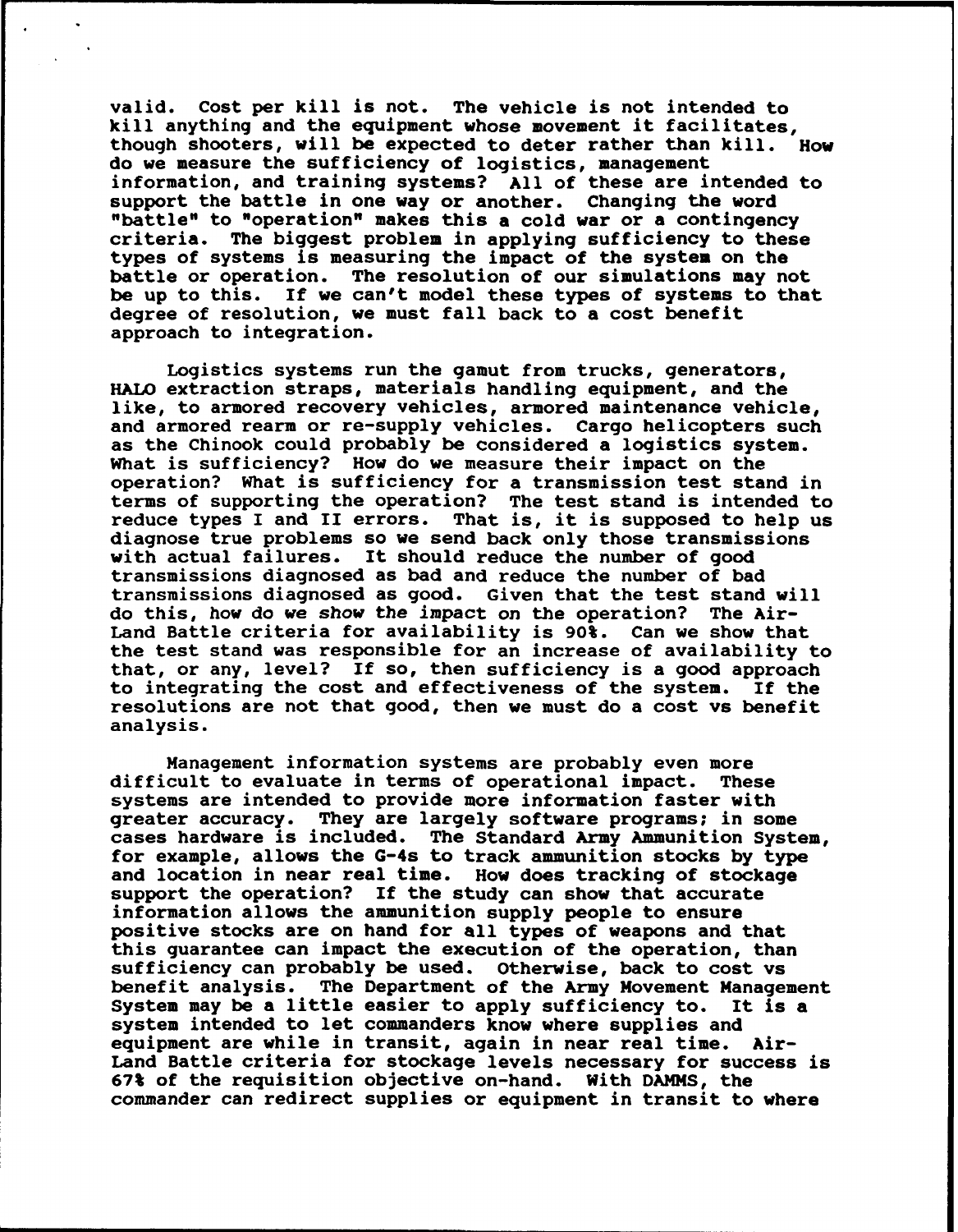valid. Cost per kill is not. The vehicle is not intended to kill anything and the equipment whose movement it facilitates, though shooters, will be expected to deter rather than kill. How do we measure the sufficiency of logistics, management information, and training systems? All of these are intended to support the battle in one way or another. Changing the word "battle" to "operation" makes this a cold war or a contingency criteria. The biggest problem in applying sufficiency to these types of systems is measuring the impact of the system on the battle or operation. The resolution of our simulations may not be up to this. If we can't model these types of systems to that degree of resolution, we must fall back to a cost benefit approach to integration.

Logistics systems run the gamut from trucks, generators, HALO extraction straps, materials handling equipment, and the like, to armored recovery vehicles, armored maintenance vehicle, and armored rearm or re-supply vehicles. Cargo helicopters such as the Chinook could probably be considered a logistics system. What is sufficiency? How do we measure their impact on the operation? What is sufficiency for a transmission test stand in terms of supporting the operation? The test stand is intended to reduce types I and II errors. That is, it is supposed to help us diagnose true problems so we send back only those transmissions with actual failures. It should reduce the number of good transmissions diagnosed as bad and reduce the number of bad transmissions diagnosed as good. Given that the test stand will do this, *how do we show the impact on the operation?* The Air-Land Battle criteria for availability is 90%. Can we show that the test stand was responsible for an increase of availability to that, or any, level? If so, then sufficiency is a good approach to integrating the cost and effectiveness of the system. If the resolutions are not that good, then we must do a cost vs benefit analysis.

Management information systems are probably even more difficult to evaluate in terms of operational impact. These systems are intended to provide more information faster with greater accuracy. They are largely software programs; in some cases hardware is included. The Standard Army Ammunition System, for example, allows the G-4s to track ammunition stocks by type and location in near real time. How does tracking of stockage support the operation? If the study can show that accurate information allows the ammunition supply people to ensure positive stocks are on hand for all types of weapons and that this guarantee can impact the execution of the operation, than sufficiency can probably be used. Otherwise, back to cost vs benefit analysis. The Department of the Army Movement Management System may be a little easier to apply sufficiency to. It is a system intended to let commanders know where supplies and equipment are while in transit, again in near real time. Air-Land Battle criteria for stockage levels necessary for success is 67% of the requisition objective on-hand. With DAMMS, the commander can redirect supplies or equipment in transit to where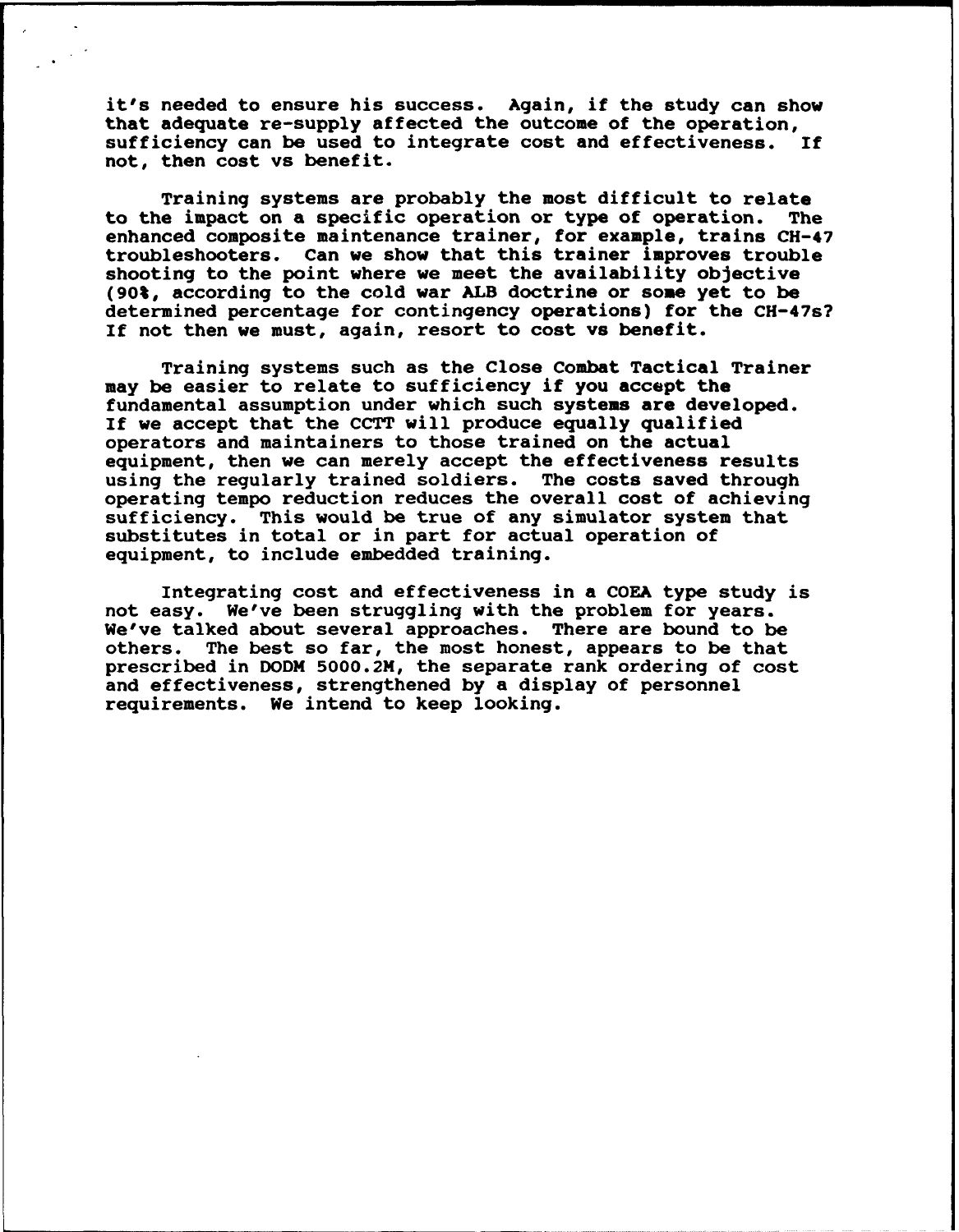it's needed to ensure his success. Again, if the study can show that adequate re-supply affected the outcome of the operation, sufficiency can be used to integrate cost and effectiveness. If not, then cost vs benefit.

Training systems are probably the most difficult to relate to the impact on a specific operation or type of operation. The enhanced composite maintenance trainer, for example, trains CH-47 troubleshooters. Can we show that this trainer improves trouble shooting to the point where we meet the availability objective (90%, according to the cold war ALB doctrine or some yet to be determined percentage for contingency operations) for the CH-47s? If not then we must, again, resort to cost vs benefit.

Training systems such as the Close Combat Tactical Trainer may be easier to relate to sufficiency if you accept the fundamental assumption under which such systems are developed. If we accept that the CCTT will produce equally qualified operators and maintainers to those trained on the actual equipment, then we can merely accept the effectiveness results using the regularly trained soldiers. The costs saved through operating tempo reduction reduces the overall cost of achieving sufficiency. This would be true of any simulator system that substitutes in total or in part for actual operation of equipment, to include embedded training.

Integrating cost and effectiveness in a COEA type study is not easy. We've been struggling with the problem for years. We've talked about several approaches. There are bound to be others. The best so far, the most honest, appears to be that prescribed in DODM 5000.2M, the separate rank ordering of cost and effectiveness, strengthened by a display of personnel requirements. We intend to keep looking.